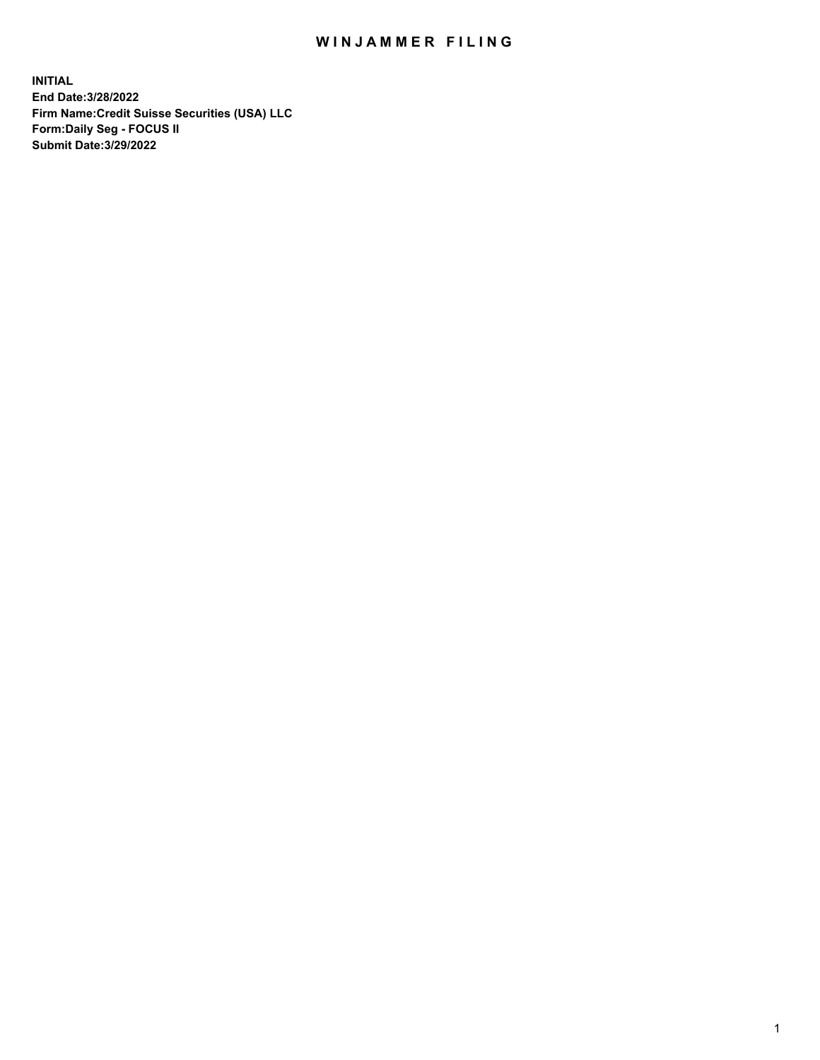# WINJAMMER FILING

**INITIAL**
**End Date:3/28/2022**
**Firm Name:Credit Suisse Securities (USA) LLC**
**Form:Daily Seg - FOCUS II**
**Submit Date:3/29/2022**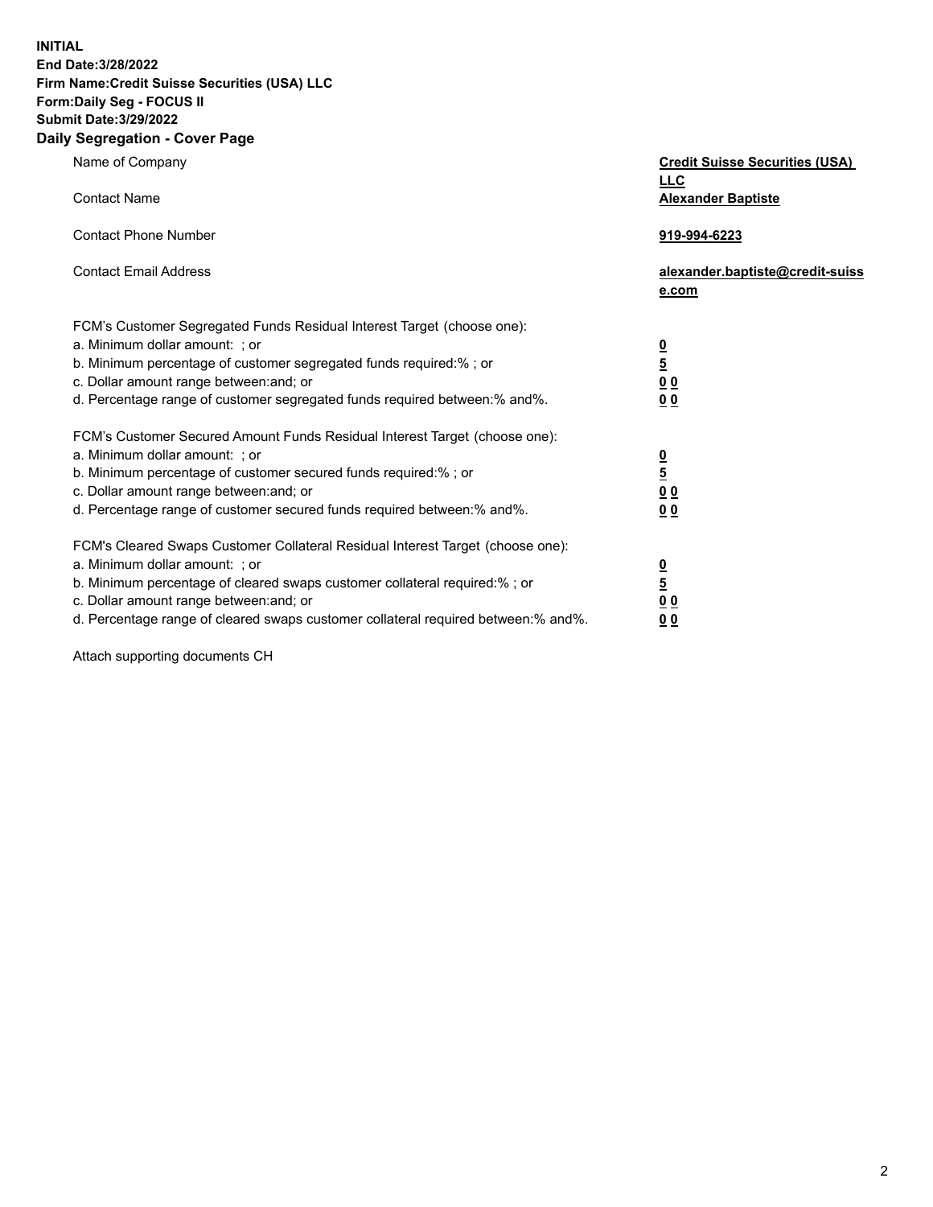**INITIAL**
**End Date:3/28/2022**
**Firm Name:Credit Suisse Securities (USA) LLC**
**Form:Daily Seg - FOCUS II**
**Submit Date:3/29/2022**

## Daily Segregation - Cover Page

| | |
|---|---|
| Name of Company | **Credit Suisse Securities (USA) LLC** |
| Contact Name | **Alexander Baptiste** |
| Contact Phone Number | **919-994-6223** |
| Contact Email Address | **alexander.baptiste@credit-suisse.com** |

| | |
|---|---|
| FCM's Customer Segregated Funds Residual Interest Target (choose one): | |
| a. Minimum dollar amount: ; or | **0** |
| b. Minimum percentage of customer segregated funds required:% ; or | **5** |
| c. Dollar amount range between:and; or | **0 0** |
| d. Percentage range of customer segregated funds required between:% and%. | **0 0** |
| FCM's Customer Secured Amount Funds Residual Interest Target (choose one): | |
| a. Minimum dollar amount: ; or | **0** |
| b. Minimum percentage of customer secured funds required:% ; or | **5** |
| c. Dollar amount range between:and; or | **0 0** |
| d. Percentage range of customer secured funds required between:% and%. | **0 0** |
| FCM's Cleared Swaps Customer Collateral Residual Interest Target (choose one): | |
| a. Minimum dollar amount: ; or | **0** |
| b. Minimum percentage of cleared swaps customer collateral required:% ; or | **5** |
| c. Dollar amount range between:and; or | **0 0** |
| d. Percentage range of cleared swaps customer collateral required between:% and%. | **0 0** |

Attach supporting documents CH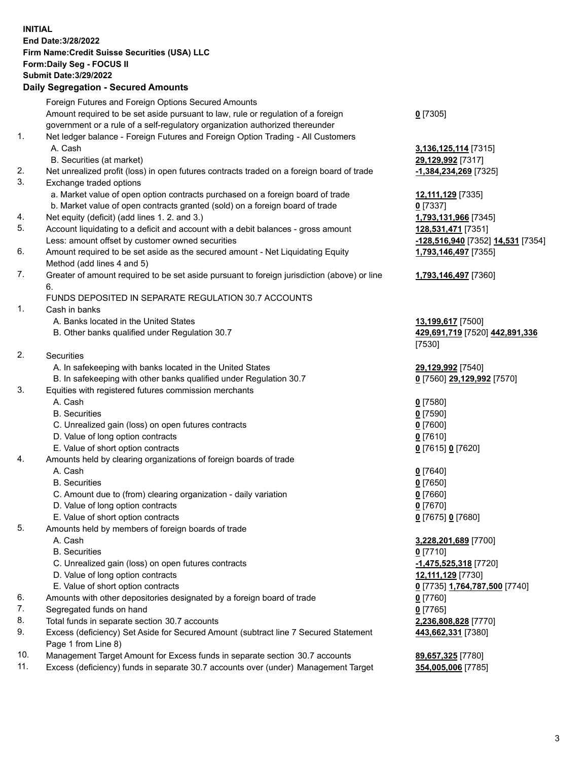**INITIAL**
**End Date:3/28/2022**
**Firm Name:Credit Suisse Securities (USA) LLC**
**Form:Daily Seg - FOCUS II**
**Submit Date:3/29/2022**

## Daily Segregation - Secured Amounts

| | | |
|---|---|---|
| | Foreign Futures and Foreign Options Secured Amounts | |
| | Amount required to be set aside pursuant to law, rule or regulation of a foreign government or a rule of a self-regulatory organization authorized thereunder | **0** [7305] |
| 1. | Net ledger balance - Foreign Futures and Foreign Option Trading - All Customers | |
| | A. Cash | **3,136,125,114** [7315] |
| | B. Securities (at market) | **29,129,992** [7317] |
| 2. | Net unrealized profit (loss) in open futures contracts traded on a foreign board of trade | **-1,384,234,269** [7325] |
| 3. | Exchange traded options | |
| | a. Market value of open option contracts purchased on a foreign board of trade | **12,111,129** [7335] |
| | b. Market value of open contracts granted (sold) on a foreign board of trade | **0** [7337] |
| 4. | Net equity (deficit) (add lines 1. 2. and 3.) | **1,793,131,966** [7345] |
| 5. | Account liquidating to a deficit and account with a debit balances - gross amount | **128,531,471** [7351] |
| | Less: amount offset by customer owned securities | **-128,516,940** [7352] **14,531** [7354] |
| 6. | Amount required to be set aside as the secured amount - Net Liquidating Equity Method (add lines 4 and 5) | **1,793,146,497** [7355] |
| 7. | Greater of amount required to be set aside pursuant to foreign jurisdiction (above) or line 6. | **1,793,146,497** [7360] |
| | FUNDS DEPOSITED IN SEPARATE REGULATION 30.7 ACCOUNTS | |
| 1. | Cash in banks | |
| | A. Banks located in the United States | **13,199,617** [7500] |
| | B. Other banks qualified under Regulation 30.7 | **429,691,719** [7520] **442,891,336** [7530] |
| 2. | Securities | |
| | A. In safekeeping with banks located in the United States | **29,129,992** [7540] |
| | B. In safekeeping with other banks qualified under Regulation 30.7 | **0** [7560] **29,129,992** [7570] |
| 3. | Equities with registered futures commission merchants | |
| | A. Cash | **0** [7580] |
| | B. Securities | **0** [7590] |
| | C. Unrealized gain (loss) on open futures contracts | **0** [7600] |
| | D. Value of long option contracts | **0** [7610] |
| | E. Value of short option contracts | **0** [7615] **0** [7620] |
| 4. | Amounts held by clearing organizations of foreign boards of trade | |
| | A. Cash | **0** [7640] |
| | B. Securities | **0** [7650] |
| | C. Amount due to (from) clearing organization - daily variation | **0** [7660] |
| | D. Value of long option contracts | **0** [7670] |
| | E. Value of short option contracts | **0** [7675] **0** [7680] |
| 5. | Amounts held by members of foreign boards of trade | |
| | A. Cash | **3,228,201,689** [7700] |
| | B. Securities | **0** [7710] |
| | C. Unrealized gain (loss) on open futures contracts | **-1,475,525,318** [7720] |
| | D. Value of long option contracts | **12,111,129** [7730] |
| | E. Value of short option contracts | **0** [7735] **1,764,787,500** [7740] |
| 6. | Amounts with other depositories designated by a foreign board of trade | **0** [7760] |
| 7. | Segregated funds on hand | **0** [7765] |
| 8. | Total funds in separate section 30.7 accounts | **2,236,808,828** [7770] |
| 9. | Excess (deficiency) Set Aside for Secured Amount (subtract line 7 Secured Statement Page 1 from Line 8) | **443,662,331** [7380] |
| 10. | Management Target Amount for Excess funds in separate section 30.7 accounts | **89,657,325** [7780] |
| 11. | Excess (deficiency) funds in separate 30.7 accounts over (under) Management Target | **354,005,006** [7785] |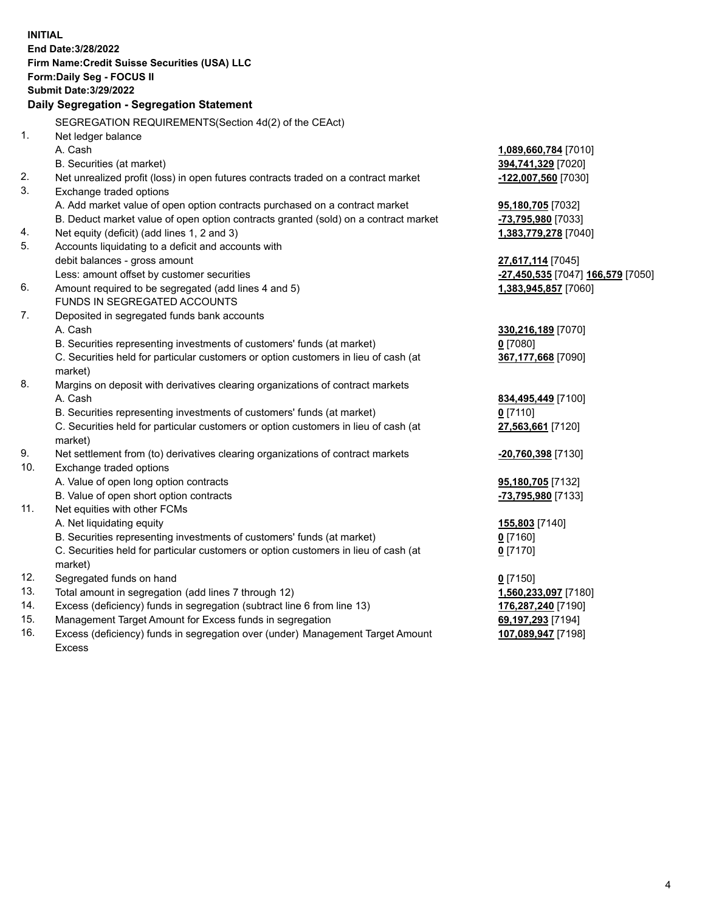**INITIAL**
**End Date:3/28/2022**
**Firm Name:Credit Suisse Securities (USA) LLC**
**Form:Daily Seg - FOCUS II**
**Submit Date:3/29/2022**

## Daily Segregation - Segregation Statement

SEGREGATION REQUIREMENTS(Section 4d(2) of the CEAct)

| | | |
|---|---|---|
| 1. | Net ledger balance | |
| | A. Cash | **1,089,660,784** [7010] |
| | B. Securities (at market) | **394,741,329** [7020] |
| 2. | Net unrealized profit (loss) in open futures contracts traded on a contract market | **-122,007,560** [7030] |
| 3. | Exchange traded options | |
| | A. Add market value of open option contracts purchased on a contract market | **95,180,705** [7032] |
| | B. Deduct market value of open option contracts granted (sold) on a contract market | **-73,795,980** [7033] |
| 4. | Net equity (deficit) (add lines 1, 2 and 3) | **1,383,779,278** [7040] |
| 5. | Accounts liquidating to a deficit and accounts with debit balances - gross amount | **27,617,114** [7045] |
| | Less: amount offset by customer securities | **-27,450,535** [7047] **166,579** [7050] |
| 6. | Amount required to be segregated (add lines 4 and 5) | **1,383,945,857** [7060] |
| | FUNDS IN SEGREGATED ACCOUNTS | |
| 7. | Deposited in segregated funds bank accounts | |
| | A. Cash | **330,216,189** [7070] |
| | B. Securities representing investments of customers' funds (at market) | **0** [7080] |
| | C. Securities held for particular customers or option customers in lieu of cash (at market) | **367,177,668** [7090] |
| 8. | Margins on deposit with derivatives clearing organizations of contract markets | |
| | A. Cash | **834,495,449** [7100] |
| | B. Securities representing investments of customers' funds (at market) | **0** [7110] |
| | C. Securities held for particular customers or option customers in lieu of cash (at market) | **27,563,661** [7120] |
| 9. | Net settlement from (to) derivatives clearing organizations of contract markets | **-20,760,398** [7130] |
| 10. | Exchange traded options | |
| | A. Value of open long option contracts | **95,180,705** [7132] |
| | B. Value of open short option contracts | **-73,795,980** [7133] |
| 11. | Net equities with other FCMs | |
| | A. Net liquidating equity | **155,803** [7140] |
| | B. Securities representing investments of customers' funds (at market) | **0** [7160] |
| | C. Securities held for particular customers or option customers in lieu of cash (at market) | **0** [7170] |
| 12. | Segregated funds on hand | **0** [7150] |
| 13. | Total amount in segregation (add lines 7 through 12) | **1,560,233,097** [7180] |
| 14. | Excess (deficiency) funds in segregation (subtract line 6 from line 13) | **176,287,240** [7190] |
| 15. | Management Target Amount for Excess funds in segregation | **69,197,293** [7194] |
| 16. | Excess (deficiency) funds in segregation over (under) Management Target Amount Excess | **107,089,947** [7198] |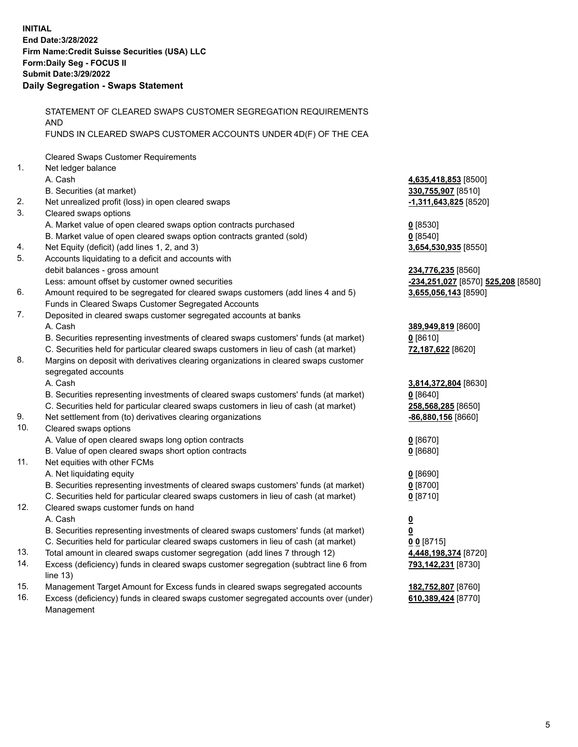**INITIAL**
**End Date:3/28/2022**
**Firm Name:Credit Suisse Securities (USA) LLC**
**Form:Daily Seg - FOCUS II**
**Submit Date:3/29/2022**
**Daily Segregation - Swaps Statement**

STATEMENT OF CLEARED SWAPS CUSTOMER SEGREGATION REQUIREMENTS AND
FUNDS IN CLEARED SWAPS CUSTOMER ACCOUNTS UNDER 4D(F) OF THE CEA

| | | |
|---|---|---|
| | Cleared Swaps Customer Requirements | |
| 1. | Net ledger balance | |
| | A. Cash | **4,635,418,853** [8500] |
| | B. Securities (at market) | **330,755,907** [8510] |
| 2. | Net unrealized profit (loss) in open cleared swaps | **-1,311,643,825** [8520] |
| 3. | Cleared swaps options | |
| | A. Market value of open cleared swaps option contracts purchased | **0** [8530] |
| | B. Market value of open cleared swaps option contracts granted (sold) | **0** [8540] |
| 4. | Net Equity (deficit) (add lines 1, 2, and 3) | **3,654,530,935** [8550] |
| 5. | Accounts liquidating to a deficit and accounts with debit balances - gross amount | **234,776,235** [8560] |
| | Less: amount offset by customer owned securities | **-234,251,027** [8570] **525,208** [8580] |
| 6. | Amount required to be segregated for cleared swaps customers (add lines 4 and 5) | **3,655,056,143** [8590] |
| | Funds in Cleared Swaps Customer Segregated Accounts | |
| 7. | Deposited in cleared swaps customer segregated accounts at banks | |
| | A. Cash | **389,949,819** [8600] |
| | B. Securities representing investments of cleared swaps customers' funds (at market) | **0** [8610] |
| | C. Securities held for particular cleared swaps customers in lieu of cash (at market) | **72,187,622** [8620] |
| 8. | Margins on deposit with derivatives clearing organizations in cleared swaps customer segregated accounts | |
| | A. Cash | **3,814,372,804** [8630] |
| | B. Securities representing investments of cleared swaps customers' funds (at market) | **0** [8640] |
| | C. Securities held for particular cleared swaps customers in lieu of cash (at market) | **258,568,285** [8650] |
| 9. | Net settlement from (to) derivatives clearing organizations | **-86,880,156** [8660] |
| 10. | Cleared swaps options | |
| | A. Value of open cleared swaps long option contracts | **0** [8670] |
| | B. Value of open cleared swaps short option contracts | **0** [8680] |
| 11. | Net equities with other FCMs | |
| | A. Net liquidating equity | **0** [8690] |
| | B. Securities representing investments of cleared swaps customers' funds (at market) | **0** [8700] |
| | C. Securities held for particular cleared swaps customers in lieu of cash (at market) | **0** [8710] |
| 12. | Cleared swaps customer funds on hand | |
| | A. Cash | **0** |
| | B. Securities representing investments of cleared swaps customers' funds (at market) | **0** |
| | C. Securities held for particular cleared swaps customers in lieu of cash (at market) | **0** **0** [8715] |
| 13. | Total amount in cleared swaps customer segregation (add lines 7 through 12) | **4,448,198,374** [8720] |
| 14. | Excess (deficiency) funds in cleared swaps customer segregation (subtract line 6 from line 13) | **793,142,231** [8730] |
| 15. | Management Target Amount for Excess funds in cleared swaps segregated accounts | **182,752,807** [8760] |
| 16. | Excess (deficiency) funds in cleared swaps customer segregated accounts over (under) Management | **610,389,424** [8770] |